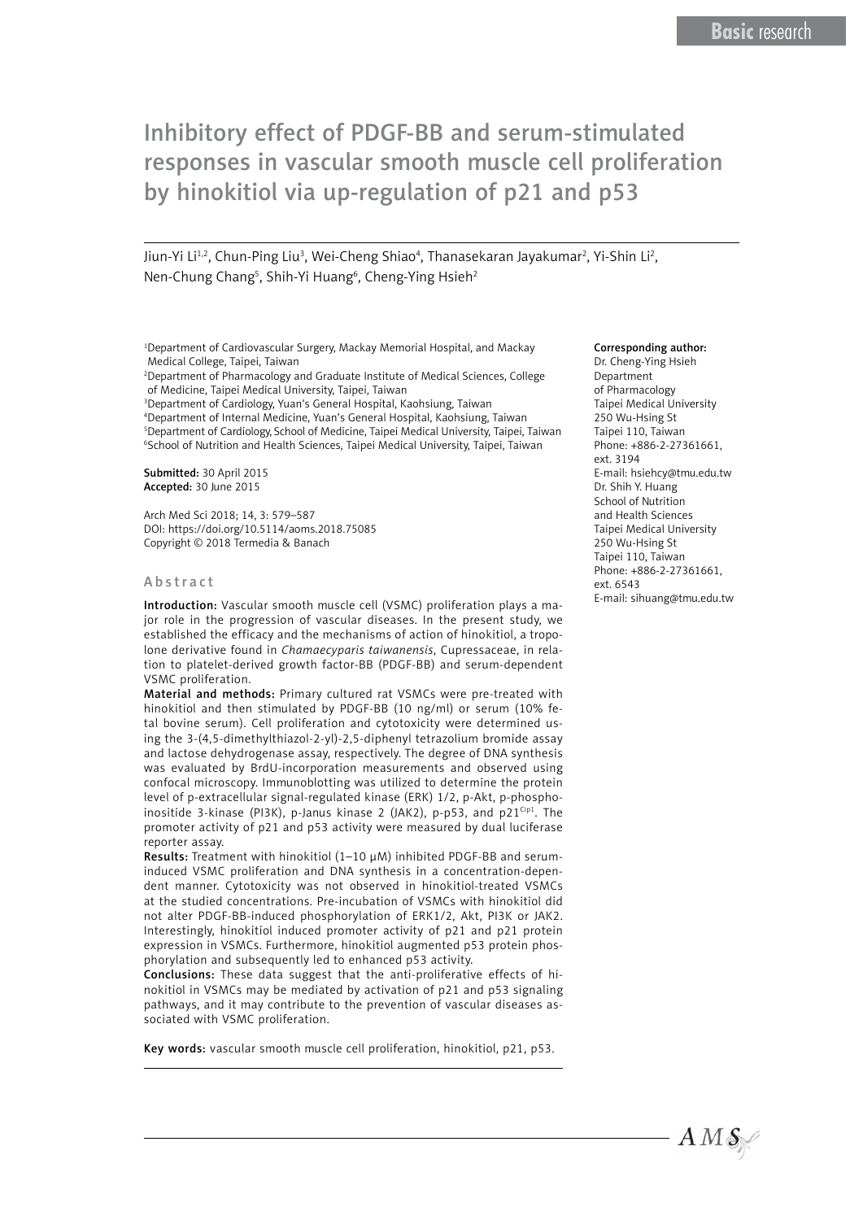# Inhibitory effect of PDGF-BB and serum-stimulated responses in vascular smooth muscle cell proliferation by hinokitiol via up-regulation of p21 and p53

Jiun-Yi Li[1,2], Chun-Ping Liu[3], Wei-Cheng Shiao[4], Thanasekaran Jayakumar[2], Yi-Shin Li[2], Nen-Chung Chang[5], Shih-Yi Huang[6], Cheng-Ying Hsieh[2]

[1]Department of Cardiovascular Surgery, Mackay Memorial Hospital, and Mackay Medical College, Taipei, Taiwan
[2]Department of Pharmacology and Graduate Institute of Medical Sciences, College of Medicine, Taipei Medical University, Taipei, Taiwan
[3]Department of Cardiology, Yuan's General Hospital, Kaohsiung, Taiwan
[4]Department of Internal Medicine, Yuan's General Hospital, Kaohsiung, Taiwan
[5]Department of Cardiology, School of Medicine, Taipei Medical University, Taipei, Taiwan
[6]School of Nutrition and Health Sciences, Taipei Medical University, Taipei, Taiwan

**Submitted:** 30 April 2015
**Accepted:** 30 June 2015

Arch Med Sci 2018; 14, 3: 579–587
DOI: https://doi.org/10.5114/aoms.2018.75085
Copyright © 2018 Termedia & Banach

**Corresponding author:**
Dr. Cheng-Ying Hsieh
Department of Pharmacology
Taipei Medical University
250 Wu-Hsing St
Taipei 110, Taiwan
Phone: +886-2-27361661, ext. 3194
E-mail: hsiehcy@tmu.edu.tw
Dr. Shih Y. Huang
School of Nutrition and Health Sciences
Taipei Medical University
250 Wu-Hsing St
Taipei 110, Taiwan
Phone: +886-2-27361661, ext. 6543
E-mail: sihuang@tmu.edu.tw

## Abstract

**Introduction:** Vascular smooth muscle cell (VSMC) proliferation plays a major role in the progression of vascular diseases. In the present study, we established the efficacy and the mechanisms of action of hinokitiol, a tropolone derivative found in *Chamaecyparis taiwanensis*, Cupressaceae, in relation to platelet-derived growth factor-BB (PDGF-BB) and serum-dependent VSMC proliferation.

**Material and methods:** Primary cultured rat VSMCs were pre-treated with hinokitiol and then stimulated by PDGF-BB (10 ng/ml) or serum (10% fetal bovine serum). Cell proliferation and cytotoxicity were determined using the 3-(4,5-dimethylthiazol-2-yl)-2,5-diphenyl tetrazolium bromide assay and lactose dehydrogenase assay, respectively. The degree of DNA synthesis was evaluated by BrdU-incorporation measurements and observed using confocal microscopy. Immunoblotting was utilized to determine the protein level of p-extracellular signal-regulated kinase (ERK) 1/2, p-Akt, p-phosphoinositide 3-kinase (PI3K), p-Janus kinase 2 (JAK2), p-p53, and $p21^{Cip1}$. The promoter activity of p21 and p53 activity were measured by dual luciferase reporter assay.

**Results:** Treatment with hinokitiol (1–10 μM) inhibited PDGF-BB and serum-induced VSMC proliferation and DNA synthesis in a concentration-dependent manner. Cytotoxicity was not observed in hinokitiol-treated VSMCs at the studied concentrations. Pre-incubation of VSMCs with hinokitiol did not alter PDGF-BB-induced phosphorylation of ERK1/2, Akt, PI3K or JAK2. Interestingly, hinokitiol induced promoter activity of p21 and p21 protein expression in VSMCs. Furthermore, hinokitiol augmented p53 protein phosphorylation and subsequently led to enhanced p53 activity.

**Conclusions:** These data suggest that the anti-proliferative effects of hinokitiol in VSMCs may be mediated by activation of p21 and p53 signaling pathways, and it may contribute to the prevention of vascular diseases associated with VSMC proliferation.

**Key words:** vascular smooth muscle cell proliferation, hinokitiol, p21, p53.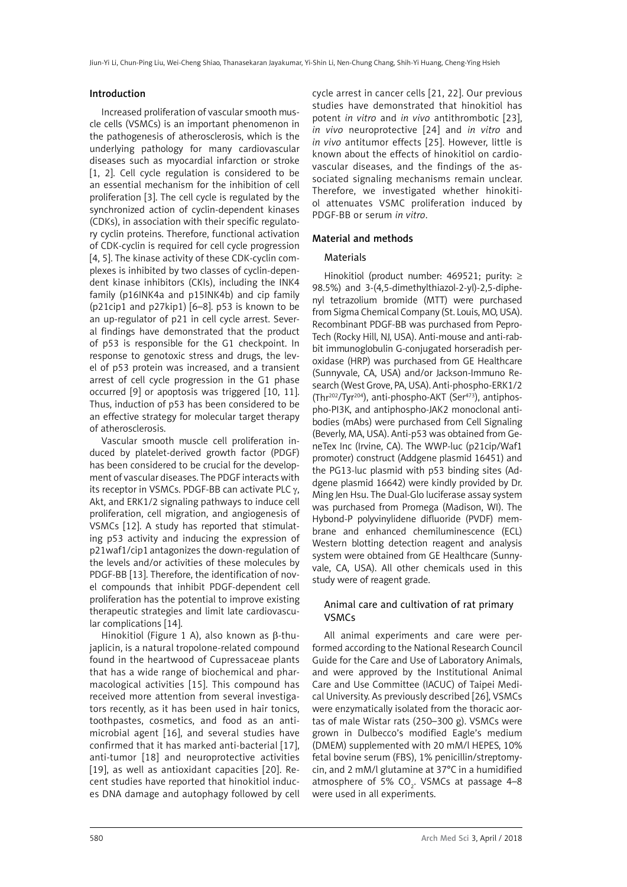## Introduction

Increased proliferation of vascular smooth muscle cells (VSMCs) is an important phenomenon in the pathogenesis of atherosclerosis, which is the underlying pathology for many cardiovascular diseases such as myocardial infarction or stroke [1, 2]. Cell cycle regulation is considered to be an essential mechanism for the inhibition of cell proliferation [3]. The cell cycle is regulated by the synchronized action of cyclin-dependent kinases (CDKs), in association with their specific regulatory cyclin proteins. Therefore, functional activation of CDK-cyclin is required for cell cycle progression [4, 5]. The kinase activity of these CDK-cyclin complexes is inhibited by two classes of cyclin-dependent kinase inhibitors (CKIs), including the INK4 family (p16INK4a and p15INK4b) and cip family (p21cip1 and p27kip1) [6–8]. p53 is known to be an up-regulator of p21 in cell cycle arrest. Several findings have demonstrated that the product of p53 is responsible for the G1 checkpoint. In response to genotoxic stress and drugs, the level of p53 protein was increased, and a transient arrest of cell cycle progression in the G1 phase occurred [9] or apoptosis was triggered [10, 11]. Thus, induction of p53 has been considered to be an effective strategy for molecular target therapy of atherosclerosis.

Vascular smooth muscle cell proliferation induced by platelet-derived growth factor (PDGF) has been considered to be crucial for the development of vascular diseases. The PDGF interacts with its receptor in VSMCs. PDGF-BB can activate PLC $\gamma$, Akt, and ERK1/2 signaling pathways to induce cell proliferation, cell migration, and angiogenesis of VSMCs [12]. A study has reported that stimulating p53 activity and inducing the expression of p21waf1/cip1 antagonizes the down-regulation of the levels and/or activities of these molecules by PDGF-BB [13]. Therefore, the identification of novel compounds that inhibit PDGF-dependent cell proliferation has the potential to improve existing therapeutic strategies and limit late cardiovascular complications [14].

Hinokitiol (Figure 1 A), also known as $\beta$-thujaplicin, is a natural tropolone-related compound found in the heartwood of Cupressaceae plants that has a wide range of biochemical and pharmacological activities [15]. This compound has received more attention from several investigators recently, as it has been used in hair tonics, toothpastes, cosmetics, and food as an antimicrobial agent [16], and several studies have confirmed that it has marked anti-bacterial [17], anti-tumor [18] and neuroprotective activities [19], as well as antioxidant capacities [20]. Recent studies have reported that hinokitiol induces DNA damage and autophagy followed by cell cycle arrest in cancer cells [21, 22]. Our previous studies have demonstrated that hinokitiol has potent *in vitro* and *in vivo* antithrombotic [23], *in vivo* neuroprotective [24] and *in vitro* and *in vivo* antitumor effects [25]. However, little is known about the effects of hinokitiol on cardiovascular diseases, and the findings of the associated signaling mechanisms remain unclear. Therefore, we investigated whether hinokitiol attenuates VSMC proliferation induced by PDGF-BB or serum *in vitro*.

## Material and methods

### Materials

Hinokitiol (product number: 469521; purity: ≥ 98.5%) and 3-(4,5-dimethylthiazol-2-yl)-2,5-diphenyl tetrazolium bromide (MTT) were purchased from Sigma Chemical Company (St. Louis, MO, USA). Recombinant PDGF-BB was purchased from PeproTech (Rocky Hill, NJ, USA). Anti-mouse and anti-rabbit immunoglobulin G-conjugated horseradish peroxidase (HRP) was purchased from GE Healthcare (Sunnyvale, CA, USA) and/or Jackson-Immuno Research (West Grove, PA, USA). Anti-phospho-ERK1/2 (Thr[202]/Tyr[204]), anti-phospho-AKT (Ser[473]), antiphospho-PI3K, and antiphospho-JAK2 monoclonal antibodies (mAbs) were purchased from Cell Signaling (Beverly, MA, USA). Anti-p53 was obtained from GeneTex Inc (Irvine, CA). The WWP-luc (p21cip/Waf1 promoter) construct (Addgene plasmid 16451) and the PG13-luc plasmid with p53 binding sites (Addgene plasmid 16642) were kindly provided by Dr. Ming Jen Hsu. The Dual-Glo luciferase assay system was purchased from Promega (Madison, WI). The Hybond-P polyvinylidene difluoride (PVDF) membrane and enhanced chemiluminescence (ECL) Western blotting detection reagent and analysis system were obtained from GE Healthcare (Sunnyvale, CA, USA). All other chemicals used in this study were of reagent grade.

### Animal care and cultivation of rat primary VSMCs

All animal experiments and care were performed according to the National Research Council Guide for the Care and Use of Laboratory Animals, and were approved by the Institutional Animal Care and Use Committee (IACUC) of Taipei Medical University. As previously described [26], VSMCs were enzymatically isolated from the thoracic aortas of male Wistar rats (250–300 g). VSMCs were grown in Dulbecco's modified Eagle's medium (DMEM) supplemented with 20 mM/l HEPES, 10% fetal bovine serum (FBS), 1% penicillin/streptomycin, and 2 mM/l glutamine at 37°C in a humidified atmosphere of 5% $CO_2$. VSMCs at passage 4–8 were used in all experiments.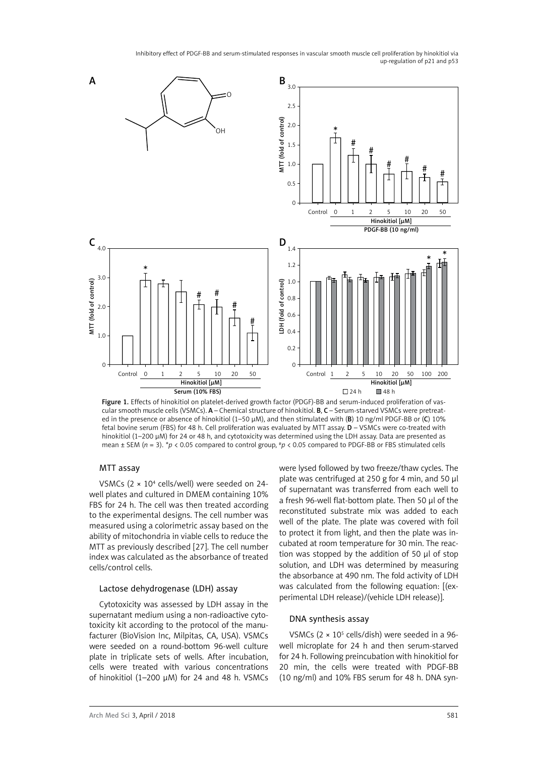Figure 1. Effects of hinokitiol on platelet-derived growth factor (PDGF)-BB and serum-induced proliferation of vascular smooth muscle cells (VSMCs). **A** – Chemical structure of hinokitiol. **B**, **C** – Serum-starved VSMCs were pretreated in the presence or absence of hinokitiol (1–50 μM), and then stimulated with (**B**) 10 ng/ml PDGF-BB or (**C**) 10% fetal bovine serum (FBS) for 48 h. Cell proliferation was evaluated by MTT assay. **D** – VSMCs were co-treated with hinokitiol (1–200 μM) for 24 or 48 h, and cytotoxicity was determined using the LDH assay. Data are presented as mean ± SEM ($n = 3$). \*$p < 0.05$ compared to control group, #$p < 0.05$ compared to PDGF-BB or FBS stimulated cells

### MTT assay

VSMCs ($2 \times 10^4$ cells/well) were seeded on 24-well plates and cultured in DMEM containing 10% FBS for 24 h. The cell was then treated according to the experimental designs. The cell number was measured using a colorimetric assay based on the ability of mitochondria in viable cells to reduce the MTT as previously described [27]. The cell number index was calculated as the absorbance of treated cells/control cells.

### Lactose dehydrogenase (LDH) assay

Cytotoxicity was assessed by LDH assay in the supernatant medium using a non-radioactive cytotoxicity kit according to the protocol of the manufacturer (BioVision Inc, Milpitas, CA, USA). VSMCs were seeded on a round-bottom 96-well culture plate in triplicate sets of wells. After incubation, cells were treated with various concentrations of hinokitiol (1–200 μM) for 24 and 48 h. VSMCs were lysed followed by two freeze/thaw cycles. The plate was centrifuged at 250 g for 4 min, and 50 μl of supernatant was transferred from each well to a fresh 96-well flat-bottom plate. Then 50 μl of the reconstituted substrate mix was added to each well of the plate. The plate was covered with foil to protect it from light, and then the plate was incubated at room temperature for 30 min. The reaction was stopped by the addition of 50 μl of stop solution, and LDH was determined by measuring the absorbance at 490 nm. The fold activity of LDH was calculated from the following equation: [(experimental LDH release)/(vehicle LDH release)].

### DNA synthesis assay

VSMCs ($2 \times 10^5$ cells/dish) were seeded in a 96-well microplate for 24 h and then serum-starved for 24 h. Following preincubation with hinokitiol for 20 min, the cells were treated with PDGF-BB (10 ng/ml) and 10% FBS serum for 48 h. DNA syn-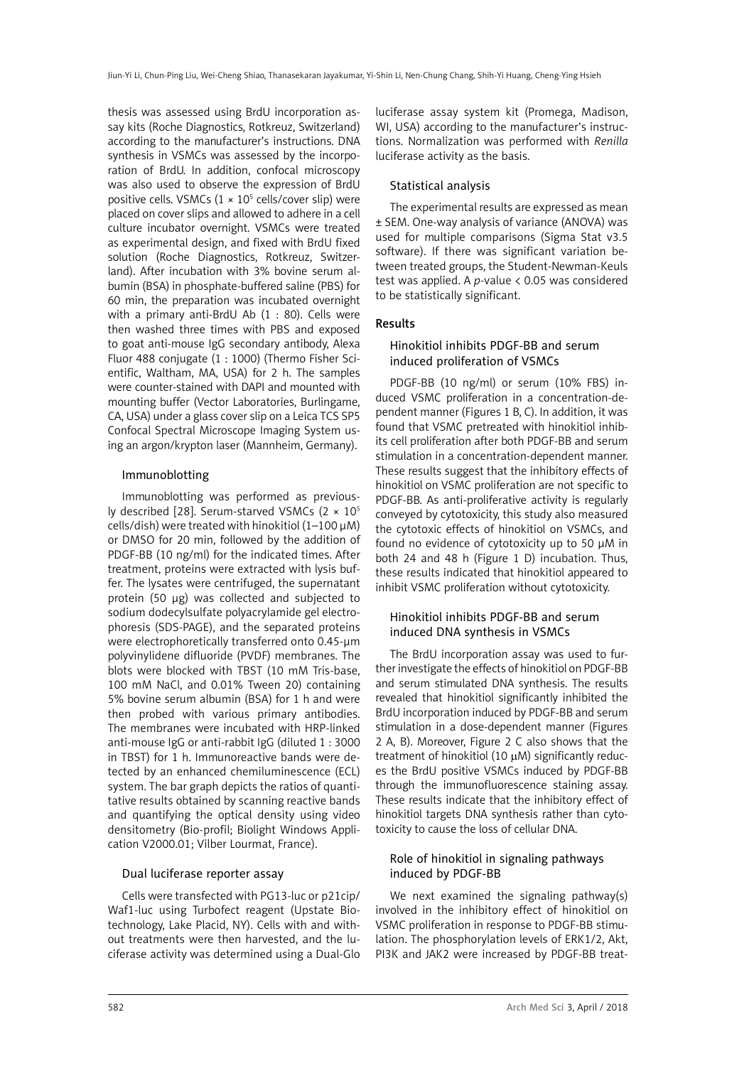thesis was assessed using BrdU incorporation assay kits (Roche Diagnostics, Rotkreuz, Switzerland) according to the manufacturer's instructions. DNA synthesis in VSMCs was assessed by the incorporation of BrdU. In addition, confocal microscopy was also used to observe the expression of BrdU positive cells. VSMCs ($1 \times 10^5$ cells/cover slip) were placed on cover slips and allowed to adhere in a cell culture incubator overnight. VSMCs were treated as experimental design, and fixed with BrdU fixed solution (Roche Diagnostics, Rotkreuz, Switzerland). After incubation with 3% bovine serum albumin (BSA) in phosphate-buffered saline (PBS) for 60 min, the preparation was incubated overnight with a primary anti-BrdU Ab (1 : 80). Cells were then washed three times with PBS and exposed to goat anti-mouse IgG secondary antibody, Alexa Fluor 488 conjugate (1 : 1000) (Thermo Fisher Scientific, Waltham, MA, USA) for 2 h. The samples were counter-stained with DAPI and mounted with mounting buffer (Vector Laboratories, Burlingame, CA, USA) under a glass cover slip on a Leica TCS SP5 Confocal Spectral Microscope Imaging System using an argon/krypton laser (Mannheim, Germany).

### Immunoblotting

Immunoblotting was performed as previously described [28]. Serum-starved VSMCs ($2 \times 10^5$ cells/dish) were treated with hinokitiol (1–100 μM) or DMSO for 20 min, followed by the addition of PDGF-BB (10 ng/ml) for the indicated times. After treatment, proteins were extracted with lysis buffer. The lysates were centrifuged, the supernatant protein (50 μg) was collected and subjected to sodium dodecylsulfate polyacrylamide gel electrophoresis (SDS-PAGE), and the separated proteins were electrophoretically transferred onto 0.45-μm polyvinylidene difluoride (PVDF) membranes. The blots were blocked with TBST (10 mM Tris-base, 100 mM NaCl, and 0.01% Tween 20) containing 5% bovine serum albumin (BSA) for 1 h and were then probed with various primary antibodies. The membranes were incubated with HRP-linked anti-mouse IgG or anti-rabbit IgG (diluted 1 : 3000 in TBST) for 1 h. Immunoreactive bands were detected by an enhanced chemiluminescence (ECL) system. The bar graph depicts the ratios of quantitative results obtained by scanning reactive bands and quantifying the optical density using video densitometry (Bio-profil; Biolight Windows Application V2000.01; Vilber Lourmat, France).

### Dual luciferase reporter assay

Cells were transfected with PG13-luc or p21cip/Waf1-luc using Turbofect reagent (Upstate Biotechnology, Lake Placid, NY). Cells with and without treatments were then harvested, and the luciferase activity was determined using a Dual-Glo luciferase assay system kit (Promega, Madison, WI, USA) according to the manufacturer's instructions. Normalization was performed with *Renilla* luciferase activity as the basis.

### Statistical analysis

The experimental results are expressed as mean ± SEM. One-way analysis of variance (ANOVA) was used for multiple comparisons (Sigma Stat v3.5 software). If there was significant variation between treated groups, the Student-Newman-Keuls test was applied. A *p*-value < 0.05 was considered to be statistically significant.

## Results

### Hinokitiol inhibits PDGF-BB and serum induced proliferation of VSMCs

PDGF-BB (10 ng/ml) or serum (10% FBS) induced VSMC proliferation in a concentration-dependent manner (Figures 1 B, C). In addition, it was found that VSMC pretreated with hinokitiol inhibits cell proliferation after both PDGF-BB and serum stimulation in a concentration-dependent manner. These results suggest that the inhibitory effects of hinokitiol on VSMC proliferation are not specific to PDGF-BB. As anti-proliferative activity is regularly conveyed by cytotoxicity, this study also measured the cytotoxic effects of hinokitiol on VSMCs, and found no evidence of cytotoxicity up to 50 μM in both 24 and 48 h (Figure 1 D) incubation. Thus, these results indicated that hinokitiol appeared to inhibit VSMC proliferation without cytotoxicity.

### Hinokitiol inhibits PDGF-BB and serum induced DNA synthesis in VSMCs

The BrdU incorporation assay was used to further investigate the effects of hinokitiol on PDGF-BB and serum stimulated DNA synthesis. The results revealed that hinokitiol significantly inhibited the BrdU incorporation induced by PDGF-BB and serum stimulation in a dose-dependent manner (Figures 2 A, B). Moreover, Figure 2 C also shows that the treatment of hinokitiol (10 μM) significantly reduces the BrdU positive VSMCs induced by PDGF-BB through the immunofluorescence staining assay. These results indicate that the inhibitory effect of hinokitiol targets DNA synthesis rather than cytotoxicity to cause the loss of cellular DNA.

### Role of hinokitiol in signaling pathways induced by PDGF-BB

We next examined the signaling pathway(s) involved in the inhibitory effect of hinokitiol on VSMC proliferation in response to PDGF-BB stimulation. The phosphorylation levels of ERK1/2, Akt, PI3K and JAK2 were increased by PDGF-BB treat-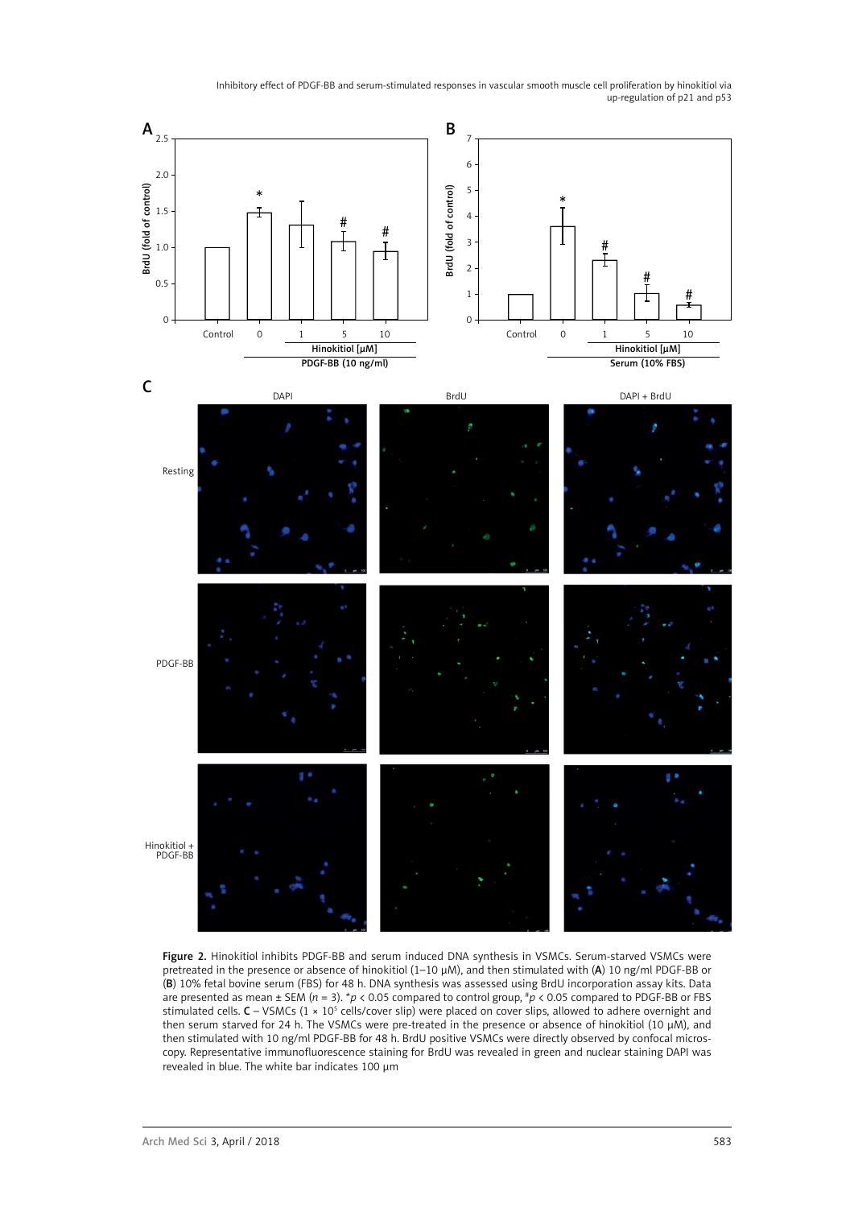**Figure 2.** Hinokitiol inhibits PDGF-BB and serum induced DNA synthesis in VSMCs. Serum-starved VSMCs were pretreated in the presence or absence of hinokitiol (1–10 μM), and then stimulated with (**A**) 10 ng/ml PDGF-BB or (**B**) 10% fetal bovine serum (FBS) for 48 h. DNA synthesis was assessed using BrdU incorporation assay kits. Data are presented as mean ± SEM ($n$ = 3). \*$p$ < 0.05 compared to control group, #$p$ < 0.05 compared to PDGF-BB or FBS stimulated cells. **C** – VSMCs ($1 \times 10^5$ cells/cover slip) were placed on cover slips, allowed to adhere overnight and then serum starved for 24 h. The VSMCs were pre-treated in the presence or absence of hinokitiol (10 μM), and then stimulated with 10 ng/ml PDGF-BB for 48 h. BrdU positive VSMCs were directly observed by confocal microscopy. Representative immunofluorescence staining for BrdU was revealed in green and nuclear staining DAPI was revealed in blue. The white bar indicates 100 μm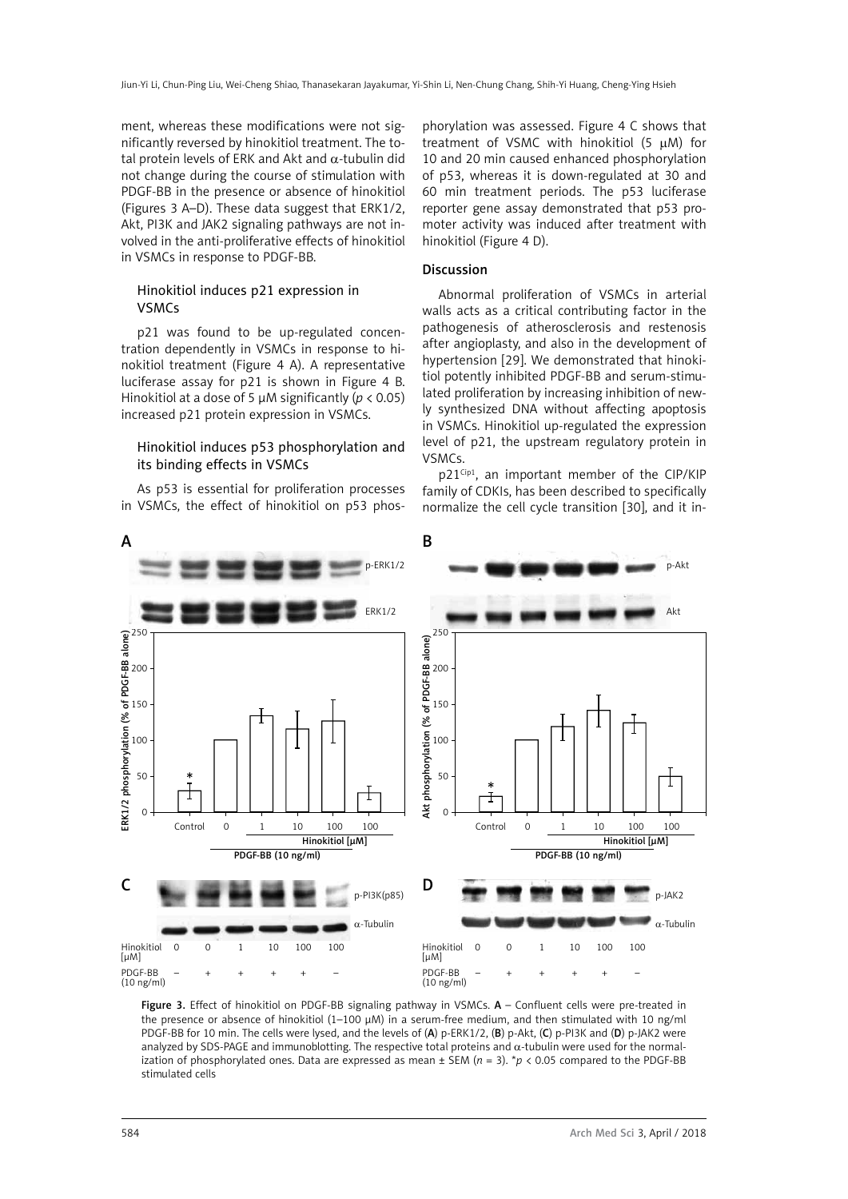ment, whereas these modifications were not significantly reversed by hinokitiol treatment. The total protein levels of ERK and Akt and α-tubulin did not change during the course of stimulation with PDGF-BB in the presence or absence of hinokitiol (Figures 3 A–D). These data suggest that ERK1/2, Akt, PI3K and JAK2 signaling pathways are not involved in the anti-proliferative effects of hinokitiol in VSMCs in response to PDGF-BB.

### Hinokitiol induces p21 expression in VSMCs

p21 was found to be up-regulated concentration dependently in VSMCs in response to hinokitiol treatment (Figure 4 A). A representative luciferase assay for p21 is shown in Figure 4 B. Hinokitiol at a dose of 5 μM significantly ($p < 0.05$) increased p21 protein expression in VSMCs.

### Hinokitiol induces p53 phosphorylation and its binding effects in VSMCs

As p53 is essential for proliferation processes in VSMCs, the effect of hinokitiol on p53 phosphorylation was assessed. Figure 4 C shows that treatment of VSMC with hinokitiol (5 μM) for 10 and 20 min caused enhanced phosphorylation of p53, whereas it is down-regulated at 30 and 60 min treatment periods. The p53 luciferase reporter gene assay demonstrated that p53 promoter activity was induced after treatment with hinokitiol (Figure 4 D).

## Discussion

Abnormal proliferation of VSMCs in arterial walls acts as a critical contributing factor in the pathogenesis of atherosclerosis and restenosis after angioplasty, and also in the development of hypertension [29]. We demonstrated that hinokitiol potently inhibited PDGF-BB and serum-stimulated proliferation by increasing inhibition of newly synthesized DNA without affecting apoptosis in VSMCs. Hinokitiol up-regulated the expression level of p21, the upstream regulatory protein in VSMCs.

p21[Cip1], an important member of the CIP/KIP family of CDKIs, has been described to specifically normalize the cell cycle transition [30], and it in-

Figure 3. Effect of hinokitiol on PDGF-BB signaling pathway in VSMCs. **A** – Confluent cells were pre-treated in the presence or absence of hinokitiol (1–100 μM) in a serum-free medium, and then stimulated with 10 ng/ml PDGF-BB for 10 min. The cells were lysed, and the levels of (**A**) p-ERK1/2, (**B**) p-Akt, (**C**) p-PI3K and (**D**) p-JAK2 were analyzed by SDS-PAGE and immunoblotting. The respective total proteins and α-tubulin were used for the normalization of phosphorylated ones. Data are expressed as mean ± SEM ($n = 3$). *$p < 0.05$ compared to the PDGF-BB stimulated cells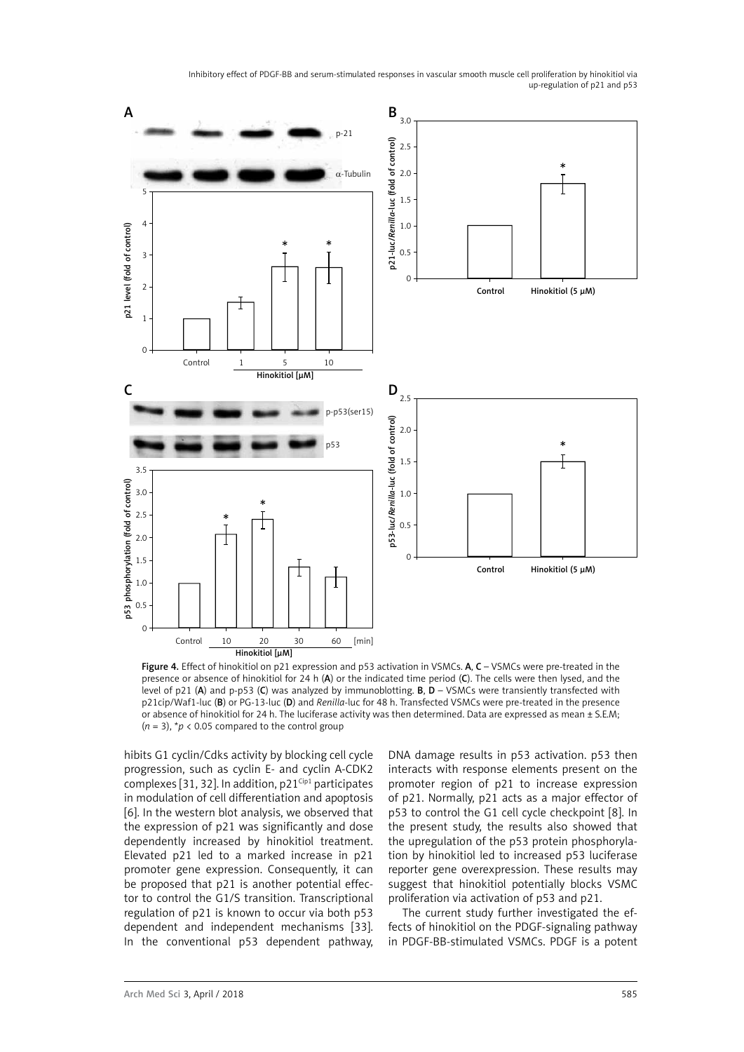Figure 4. Effect of hinokitiol on p21 expression and p53 activation in VSMCs. **A**, **C** – VSMCs were pre-treated in the presence or absence of hinokitiol for 24 h (**A**) or the indicated time period (**C**). The cells were then lysed, and the level of p21 (**A**) and p-p53 (**C**) was analyzed by immunoblotting. **B**, **D** – VSMCs were transiently transfected with p21cip/Waf1-luc (**B**) or PG-13-luc (**D**) and *Renilla*-luc for 48 h. Transfected VSMCs were pre-treated in the presence or absence of hinokitiol for 24 h. The luciferase activity was then determined. Data are expressed as mean ± S.E.M; ($n = 3$), $^{*}p < 0.05$ compared to the control group

hibits G1 cyclin/Cdks activity by blocking cell cycle progression, such as cyclin E- and cyclin A-CDK2 complexes [31, 32]. In addition, $p21^{Cip1}$ participates in modulation of cell differentiation and apoptosis [6]. In the western blot analysis, we observed that the expression of p21 was significantly and dose dependently increased by hinokitiol treatment. Elevated p21 led to a marked increase in p21 promoter gene expression. Consequently, it can be proposed that p21 is another potential effector to control the G1/S transition. Transcriptional regulation of p21 is known to occur via both p53 dependent and independent mechanisms [33]. In the conventional p53 dependent pathway, DNA damage results in p53 activation. p53 then interacts with response elements present on the promoter region of p21 to increase expression of p21. Normally, p21 acts as a major effector of p53 to control the G1 cell cycle checkpoint [8]. In the present study, the results also showed that the upregulation of the p53 protein phosphorylation by hinokitiol led to increased p53 luciferase reporter gene overexpression. These results may suggest that hinokitiol potentially blocks VSMC proliferation via activation of p53 and p21.

The current study further investigated the effects of hinokitiol on the PDGF-signaling pathway in PDGF-BB-stimulated VSMCs. PDGF is a potent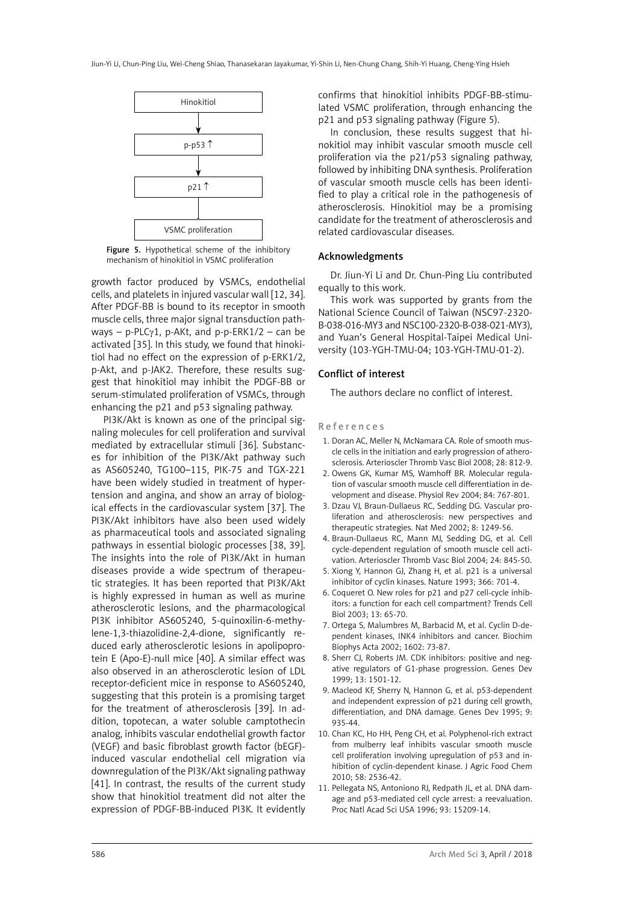Hinokitiol

p-p53 ↑

p21 ↑

VSMC proliferation

**Figure 5.** Hypothetical scheme of the inhibitory mechanism of hinokitiol in VSMC proliferation

growth factor produced by VSMCs, endothelial cells, and platelets in injured vascular wall [12, 34]. After PDGF-BB is bound to its receptor in smooth muscle cells, three major signal transduction pathways – p-PLCγ1, p-AKt, and p-p-ERK1/2 – can be activated [35]. In this study, we found that hinokitiol had no effect on the expression of p-ERK1/2, p-Akt, and p-JAK2. Therefore, these results suggest that hinokitiol may inhibit the PDGF-BB or serum-stimulated proliferation of VSMCs, through enhancing the p21 and p53 signaling pathway.

PI3K/Akt is known as one of the principal signaling molecules for cell proliferation and survival mediated by extracellular stimuli [36]. Substances for inhibition of the PI3K/Akt pathway such as AS605240, TG100–115, PIK-75 and TGX-221 have been widely studied in treatment of hypertension and angina, and show an array of biological effects in the cardiovascular system [37]. The PI3K/Akt inhibitors have also been used widely as pharmaceutical tools and associated signaling pathways in essential biologic processes [38, 39]. The insights into the role of PI3K/Akt in human diseases provide a wide spectrum of therapeutic strategies. It has been reported that PI3K/Akt is highly expressed in human as well as murine atherosclerotic lesions, and the pharmacological PI3K inhibitor AS605240, 5-quinoxilin-6-methylene-1,3-thiazolidine-2,4-dione, significantly reduced early atherosclerotic lesions in apolipoprotein E (Apo-E)-null mice [40]. A similar effect was also observed in an atherosclerotic lesion of LDL receptor-deficient mice in response to AS605240, suggesting that this protein is a promising target for the treatment of atherosclerosis [39]. In addition, topotecan, a water soluble camptothecin analog, inhibits vascular endothelial growth factor (VEGF) and basic fibroblast growth factor (bEGF)-induced vascular endothelial cell migration via downregulation of the PI3K/Akt signaling pathway [41]. In contrast, the results of the current study show that hinokitiol treatment did not alter the expression of PDGF-BB-induced PI3K. It evidently confirms that hinokitiol inhibits PDGF-BB-stimulated VSMC proliferation, through enhancing the p21 and p53 signaling pathway (Figure 5).

In conclusion, these results suggest that hinokitiol may inhibit vascular smooth muscle cell proliferation via the p21/p53 signaling pathway, followed by inhibiting DNA synthesis. Proliferation of vascular smooth muscle cells has been identified to play a critical role in the pathogenesis of atherosclerosis. Hinokitiol may be a promising candidate for the treatment of atherosclerosis and related cardiovascular diseases.

## Acknowledgments

Dr. Jiun-Yi Li and Dr. Chun-Ping Liu contributed equally to this work.

This work was supported by grants from the National Science Council of Taiwan (NSC97-2320-B-038-016-MY3 and NSC100-2320-B-038-021-MY3), and Yuan's General Hospital-Taipei Medical University (103-YGH-TMU-04; 103-YGH-TMU-01-2).

## Conflict of interest

The authors declare no conflict of interest.

## References

1. Doran AC, Meller N, McNamara CA. Role of smooth muscle cells in the initiation and early progression of atherosclerosis. Arterioscler Thromb Vasc Biol 2008; 28: 812-9.
2. Owens GK, Kumar MS, Wamhoff BR. Molecular regulation of vascular smooth muscle cell differentiation in development and disease. Physiol Rev 2004; 84: 767-801.
3. Dzau VJ, Braun-Dullaeus RC, Sedding DG. Vascular proliferation and atherosclerosis: new perspectives and therapeutic strategies. Nat Med 2002; 8: 1249-56.
4. Braun-Dullaeus RC, Mann MJ, Sedding DG, et al. Cell cycle-dependent regulation of smooth muscle cell activation. Arterioscler Thromb Vasc Biol 2004; 24: 845-50.
5. Xiong Y, Hannon GJ, Zhang H, et al. p21 is a universal inhibitor of cyclin kinases. Nature 1993; 366: 701-4.
6. Coqueret O. New roles for p21 and p27 cell-cycle inhibitors: a function for each cell compartment? Trends Cell Biol 2003; 13: 65-70.
7. Ortega S, Malumbres M, Barbacid M, et al. Cyclin D-dependent kinases, INK4 inhibitors and cancer. Biochim Biophys Acta 2002; 1602: 73-87.
8. Sherr CJ, Roberts JM. CDK inhibitors: positive and negative regulators of G1-phase progression. Genes Dev 1999; 13: 1501-12.
9. Macleod KF, Sherry N, Hannon G, et al. p53-dependent and independent expression of p21 during cell growth, differentiation, and DNA damage. Genes Dev 1995; 9: 935-44.
10. Chan KC, Ho HH, Peng CH, et al. Polyphenol-rich extract from mulberry leaf inhibits vascular smooth muscle cell proliferation involving upregulation of p53 and inhibition of cyclin-dependent kinase. J Agric Food Chem 2010; 58: 2536-42.
11. Pellegata NS, Antoniono RJ, Redpath JL, et al. DNA damage and p53-mediated cell cycle arrest: a reevaluation. Proc Natl Acad Sci USA 1996; 93: 15209-14.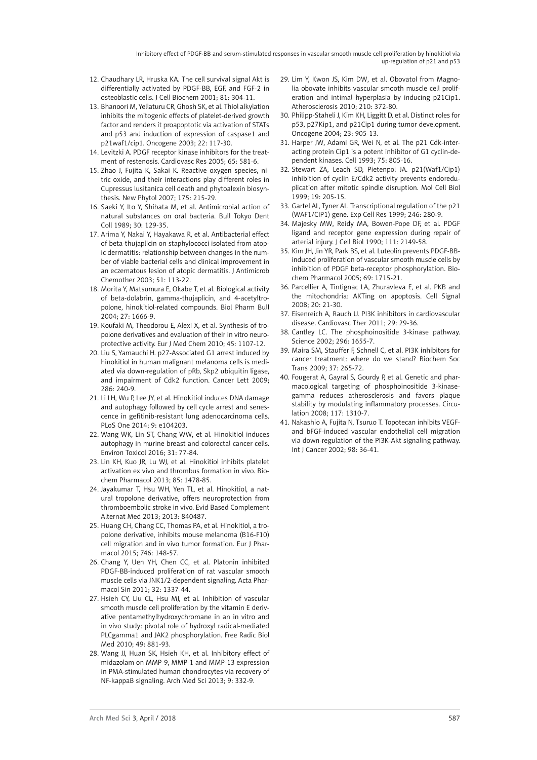12. Chaudhary LR, Hruska KA. The cell survival signal Akt is differentially activated by PDGF-BB, EGF, and FGF-2 in osteoblastic cells. J Cell Biochem 2001; 81: 304-11.
13. Bhanoori M, Yellaturu CR, Ghosh SK, et al. Thiol alkylation inhibits the mitogenic effects of platelet-derived growth factor and renders it proapoptotic via activation of STATs and p53 and induction of expression of caspase1 and p21waf1/cip1. Oncogene 2003; 22: 117-30.
14. Levitzki A. PDGF receptor kinase inhibitors for the treatment of restenosis. Cardiovasc Res 2005; 65: 581-6.
15. Zhao J, Fujita K, Sakai K. Reactive oxygen species, nitric oxide, and their interactions play different roles in Cupressus lusitanica cell death and phytoalexin biosynthesis. New Phytol 2007; 175: 215-29.
16. Saeki Y, Ito Y, Shibata M, et al. Antimicrobial action of natural substances on oral bacteria. Bull Tokyo Dent Coll 1989; 30: 129-35.
17. Arima Y, Nakai Y, Hayakawa R, et al. Antibacterial effect of beta-thujaplicin on staphylococci isolated from atopic dermatitis: relationship between changes in the number of viable bacterial cells and clinical improvement in an eczematous lesion of atopic dermatitis. J Antimicrob Chemother 2003; 51: 113-22.
18. Morita Y, Matsumura E, Okabe T, et al. Biological activity of beta-dolabrin, gamma-thujaplicin, and 4-acetyltropolone, hinokitiol-related compounds. Biol Pharm Bull 2004; 27: 1666-9.
19. Koufaki M, Theodorou E, Alexi X, et al. Synthesis of tropolone derivatives and evaluation of their in vitro neuroprotective activity. Eur J Med Chem 2010; 45: 1107-12.
20. Liu S, Yamauchi H. p27-Associated G1 arrest induced by hinokitiol in human malignant melanoma cells is mediated via down-regulation of pRb, Skp2 ubiquitin ligase, and impairment of Cdk2 function. Cancer Lett 2009; 286: 240-9.
21. Li LH, Wu P, Lee JY, et al. Hinokitiol induces DNA damage and autophagy followed by cell cycle arrest and senescence in gefitinib-resistant lung adenocarcinoma cells. PLoS One 2014; 9: e104203.
22. Wang WK, Lin ST, Chang WW, et al. Hinokitiol induces autophagy in murine breast and colorectal cancer cells. Environ Toxicol 2016; 31: 77-84.
23. Lin KH, Kuo JR, Lu WJ, et al. Hinokitiol inhibits platelet activation ex vivo and thrombus formation in vivo. Biochem Pharmacol 2013; 85: 1478-85.
24. Jayakumar T, Hsu WH, Yen TL, et al. Hinokitiol, a natural tropolone derivative, offers neuroprotection from thromboembolic stroke in vivo. Evid Based Complement Alternat Med 2013; 2013: 840487.
25. Huang CH, Chang CC, Thomas PA, et al. Hinokitiol, a tropolone derivative, inhibits mouse melanoma (B16-F10) cell migration and in vivo tumor formation. Eur J Pharmacol 2015; 746: 148-57.
26. Chang Y, Uen YH, Chen CC, et al. Platonin inhibited PDGF-BB-induced proliferation of rat vascular smooth muscle cells via JNK1/2-dependent signaling. Acta Pharmacol Sin 2011; 32: 1337-44.
27. Hsieh CY, Liu CL, Hsu MJ, et al. Inhibition of vascular smooth muscle cell proliferation by the vitamin E derivative pentamethylhydroxychromane in an in vitro and in vivo study: pivotal role of hydroxyl radical-mediated PLCgamma1 and JAK2 phosphorylation. Free Radic Biol Med 2010; 49: 881-93.
28. Wang JJ, Huan SK, Hsieh KH, et al. Inhibitory effect of midazolam on MMP-9, MMP-1 and MMP-13 expression in PMA-stimulated human chondrocytes via recovery of NF-kappaB signaling. Arch Med Sci 2013; 9: 332-9.
29. Lim Y, Kwon JS, Kim DW, et al. Obovatol from Magnolia obovate inhibits vascular smooth muscle cell proliferation and intimal hyperplasia by inducing p21Cip1. Atherosclerosis 2010; 210: 372-80.
30. Philipp-Staheli J, Kim KH, Liggitt D, et al. Distinct roles for p53, p27Kip1, and p21Cip1 during tumor development. Oncogene 2004; 23: 905-13.
31. Harper JW, Adami GR, Wei N, et al. The p21 Cdk-interacting protein Cip1 is a potent inhibitor of G1 cyclin-dependent kinases. Cell 1993; 75: 805-16.
32. Stewart ZA, Leach SD, Pietenpol JA. p21(Waf1/Cip1) inhibition of cyclin E/Cdk2 activity prevents endoreduplication after mitotic spindle disruption. Mol Cell Biol 1999; 19: 205-15.
33. Gartel AL, Tyner AL. Transcriptional regulation of the p21 (WAF1/CIP1) gene. Exp Cell Res 1999; 246: 280-9.
34. Majesky MW, Reidy MA, Bowen-Pope DF, et al. PDGF ligand and receptor gene expression during repair of arterial injury. J Cell Biol 1990; 111: 2149-58.
35. Kim JH, Jin YR, Park BS, et al. Luteolin prevents PDGF-BB-induced proliferation of vascular smooth muscle cells by inhibition of PDGF beta-receptor phosphorylation. Biochem Pharmacol 2005; 69: 1715-21.
36. Parcellier A, Tintignac LA, Zhuravleva E, et al. PKB and the mitochondria: AKTing on apoptosis. Cell Signal 2008; 20: 21-30.
37. Eisenreich A, Rauch U. PI3K inhibitors in cardiovascular disease. Cardiovasc Ther 2011; 29: 29-36.
38. Cantley LC. The phosphoinositide 3-kinase pathway. Science 2002; 296: 1655-7.
39. Maira SM, Stauffer F, Schnell C, et al. PI3K inhibitors for cancer treatment: where do we stand? Biochem Soc Trans 2009; 37: 265-72.
40. Fougerat A, Gayral S, Gourdy P, et al. Genetic and pharmacological targeting of phosphoinositide 3-kinase-gamma reduces atherosclerosis and favors plaque stability by modulating inflammatory processes. Circulation 2008; 117: 1310-7.
41. Nakashio A, Fujita N, Tsuruo T. Topotecan inhibits VEGF- and bFGF-induced vascular endothelial cell migration via down-regulation of the PI3K-Akt signaling pathway. Int J Cancer 2002; 98: 36-41.